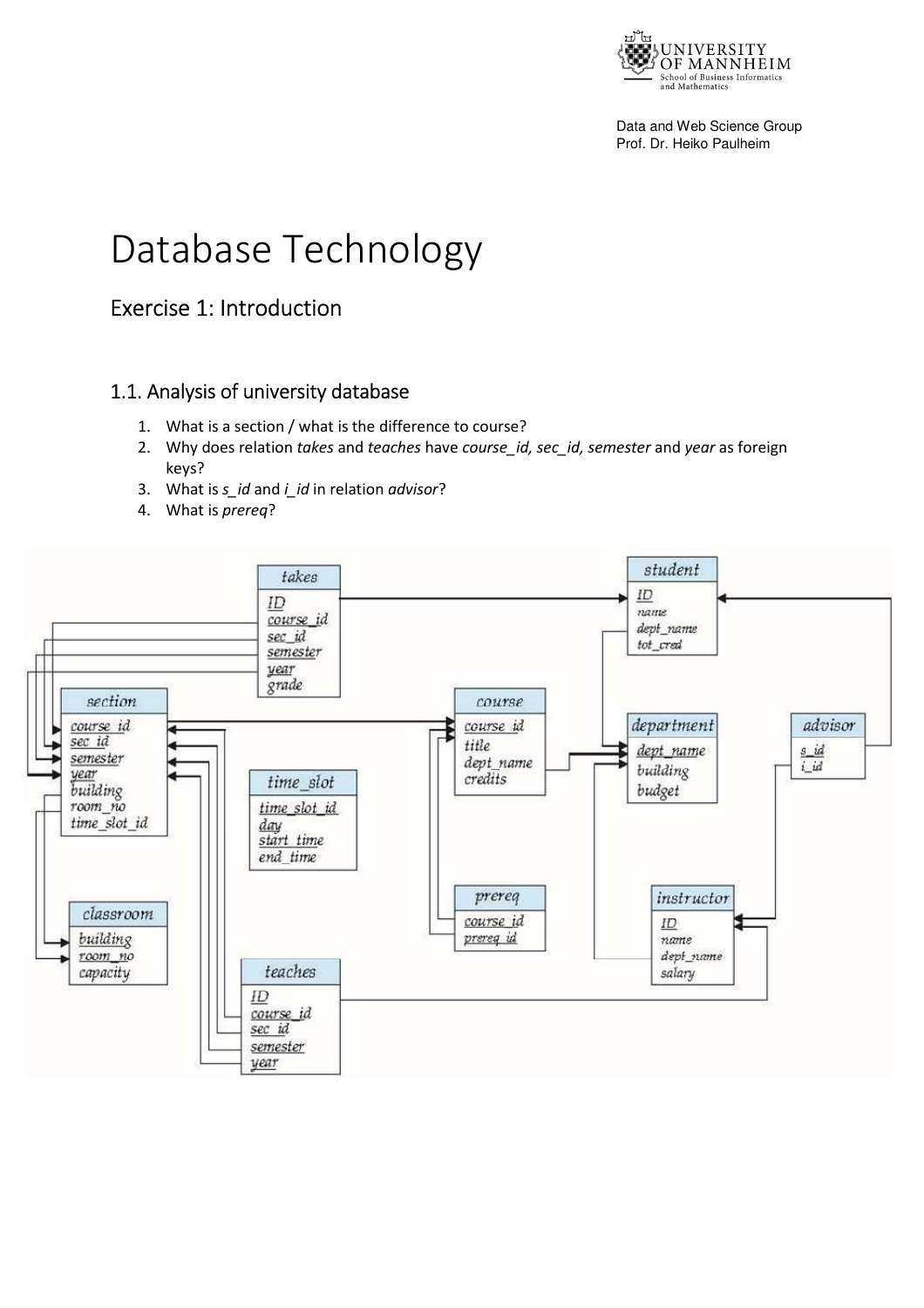# Database Technology

## Exercise 1: Introduction

### 1.1. Analysis of university database

1. What is a section / what is the difference to course?
2. Why does relation *takes* and *teaches* have *course_id, sec_id, semester* and *year* as foreign keys?
3. What is *s_id* and *i_id* in relation *advisor*?
4. What is *prereq*?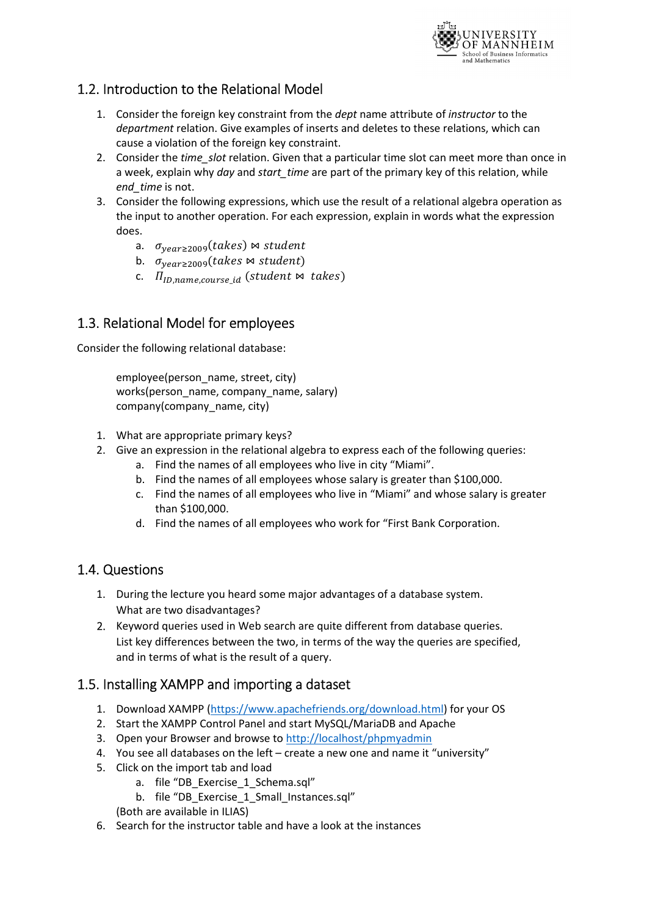## 1.2. Introduction to the Relational Model

1. Consider the foreign key constraint from the *dept* name attribute of *instructor* to the *department* relation. Give examples of inserts and deletes to these relations, which can cause a violation of the foreign key constraint.
2. Consider the *time_slot* relation. Given that a particular time slot can meet more than once in a week, explain why *day* and *start_time* are part of the primary key of this relation, while *end_time* is not.
3. Consider the following expressions, which use the result of a relational algebra operation as the input to another operation. For each expression, explain in words what the expression does.
   a. $\sigma_{year \geq 2009}(takes) \bowtie student$
   b. $\sigma_{year \geq 2009}(takes \bowtie student)$
   c. $\Pi_{ID, name, course\_id}\ (student \bowtie\ takes)$

## 1.3. Relational Model for employees

Consider the following relational database:

> employee(person_name, street, city)
> works(person_name, company_name, salary)
> company(company_name, city)

1. What are appropriate primary keys?
2. Give an expression in the relational algebra to express each of the following queries:
   a. Find the names of all employees who live in city "Miami".
   b. Find the names of all employees whose salary is greater than $100,000.
   c. Find the names of all employees who live in "Miami" and whose salary is greater than $100,000.
   d. Find the names of all employees who work for "First Bank Corporation.

## 1.4. Questions

1. During the lecture you heard some major advantages of a database system. What are two disadvantages?
2. Keyword queries used in Web search are quite different from database queries. List key differences between the two, in terms of the way the queries are specified, and in terms of what is the result of a query.

## 1.5. Installing XAMPP and importing a dataset

1. Download XAMPP (https://www.apachefriends.org/download.html) for your OS
2. Start the XAMPP Control Panel and start MySQL/MariaDB and Apache
3. Open your Browser and browse to http://localhost/phpmyadmin
4. You see all databases on the left – create a new one and name it "university"
5. Click on the import tab and load
   a. file "DB_Exercise_1_Schema.sql"
   b. file "DB_Exercise_1_Small_Instances.sql"

   (Both are available in ILIAS)
6. Search for the instructor table and have a look at the instances